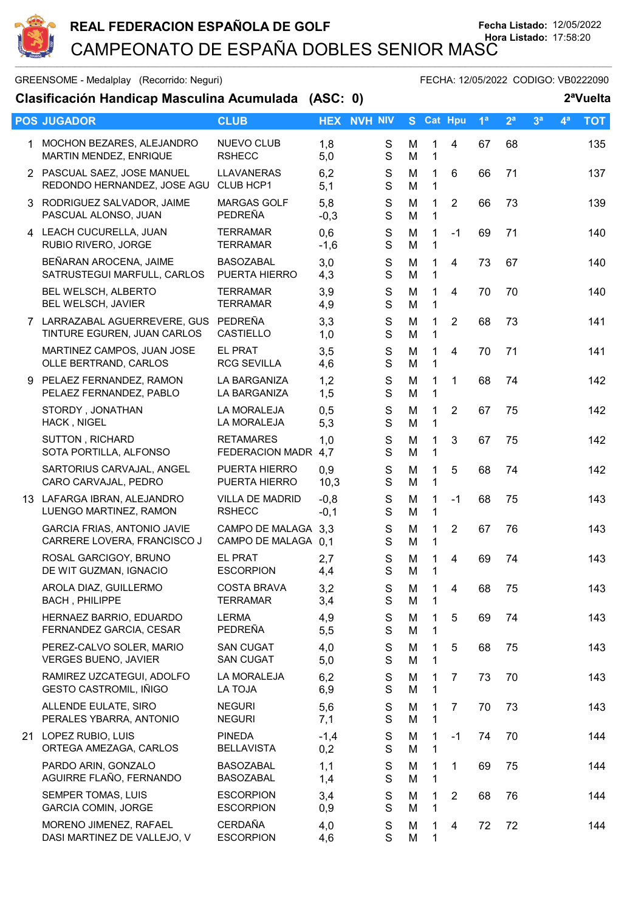# REAL FEDERACION ESPAÑOLA DE GOLF

Fecha Listado: 12/05/2022
Hora Listado: 17:58:20

## CAMPEONATO DE ESPAÑA DOBLES SENIOR MASC

GREENSOME - Medalplay (Recorrido: Neguri) FECHA: 12/05/2022 CODIGO: VB0222090

### Clasificación Handicap Masculina Acumulada (ASC: 0) 2ªVuelta

| POS | JUGADOR | CLUB | HEX | NVH | NIV | S | Cat | Hpu | 1ª | 2ª | 3ª | 4ª | TOT |
|---|---|---|---|---|---|---|---|---|---|---|---|---|---|
| 1 | MOCHON BEZARES, ALEJANDRO<br>MARTIN MENDEZ, ENRIQUE | NUEVO CLUB<br>RSHECC | 1,8<br>5,0 | | | S<br>S | M<br>M | 1<br>1 | 4 | 67 | 68 | | | 135 |
| 2 | PASCUAL SAEZ, JOSE MANUEL<br>REDONDO HERNANDEZ, JOSE AGU | LLAVANERAS<br>CLUB HCP1 | 6,2<br>5,1 | | | S<br>S | M<br>M | 1<br>1 | 6 | 66 | 71 | | | 137 |
| 3 | RODRIGUEZ SALVADOR, JAIME<br>PASCUAL ALONSO, JUAN | MARGAS GOLF<br>PEDREÑA | 5,8<br>-0,3 | | | S<br>S | M<br>M | 1<br>1 | 2 | 66 | 73 | | | 139 |
| 4 | LEACH CUCURELLA, JUAN<br>RUBIO RIVERO, JORGE | TERRAMAR<br>TERRAMAR | 0,6<br>-1,6 | | | S<br>S | M<br>M | 1<br>1 | -1 | 69 | 71 | | | 140 |
| | BEÑARAN AROCENA, JAIME<br>SATRUSTEGUI MARFULL, CARLOS | BASOZABAL<br>PUERTA HIERRO | 3,0<br>4,3 | | | S<br>S | M<br>M | 1<br>1 | 4 | 73 | 67 | | | 140 |
| | BEL WELSCH, ALBERTO<br>BEL WELSCH, JAVIER | TERRAMAR<br>TERRAMAR | 3,9<br>4,9 | | | S<br>S | M<br>M | 1<br>1 | 4 | 70 | 70 | | | 140 |
| 7 | LARRAZABAL AGUERREVERE, GUS<br>TINTURE EGUREN, JUAN CARLOS | PEDREÑA<br>CASTIELLO | 3,3<br>1,0 | | | S<br>S | M<br>M | 1<br>1 | 2 | 68 | 73 | | | 141 |
| | MARTINEZ CAMPOS, JUAN JOSE<br>OLLE BERTRAND, CARLOS | EL PRAT<br>RCG SEVILLA | 3,5<br>4,6 | | | S<br>S | M<br>M | 1<br>1 | 4 | 70 | 71 | | | 141 |
| 9 | PELAEZ FERNANDEZ, RAMON<br>PELAEZ FERNANDEZ, PABLO | LA BARGANIZA<br>LA BARGANIZA | 1,2<br>1,5 | | | S<br>S | M<br>M | 1<br>1 | 1 | 68 | 74 | | | 142 |
| | STORDY , JONATHAN<br>HACK , NIGEL | LA MORALEJA<br>LA MORALEJA | 0,5<br>5,3 | | | S<br>S | M<br>M | 1<br>1 | 2 | 67 | 75 | | | 142 |
| | SUTTON , RICHARD<br>SOTA PORTILLA, ALFONSO | RETAMARES<br>FEDERACION MADR | 1,0<br>4,7 | | | S<br>S | M<br>M | 1<br>1 | 3 | 67 | 75 | | | 142 |
| | SARTORIUS CARVAJAL, ANGEL<br>CARO CARVAJAL, PEDRO | PUERTA HIERRO<br>PUERTA HIERRO | 0,9<br>10,3 | | | S<br>S | M<br>M | 1<br>1 | 5 | 68 | 74 | | | 142 |
| 13 | LAFARGA IBRAN, ALEJANDRO<br>LUENGO MARTINEZ, RAMON | VILLA DE MADRID<br>RSHECC | -0,8<br>-0,1 | | | S<br>S | M<br>M | 1<br>1 | -1 | 68 | 75 | | | 143 |
| | GARCIA FRIAS, ANTONIO JAVIE<br>CARRERE LOVERA, FRANCISCO J | CAMPO DE MALAGA<br>CAMPO DE MALAGA | 3,3<br>0,1 | | | S<br>S | M<br>M | 1<br>1 | 2 | 67 | 76 | | | 143 |
| | ROSAL GARCIGOY, BRUNO<br>DE WIT GUZMAN, IGNACIO | EL PRAT<br>ESCORPION | 2,7<br>4,4 | | | S<br>S | M<br>M | 1<br>1 | 4 | 69 | 74 | | | 143 |
| | AROLA DIAZ, GUILLERMO<br>BACH , PHILIPPE | COSTA BRAVA<br>TERRAMAR | 3,2<br>3,4 | | | S<br>S | M<br>M | 1<br>1 | 4 | 68 | 75 | | | 143 |
| | HERNAEZ BARRIO, EDUARDO<br>FERNANDEZ GARCIA, CESAR | LERMA<br>PEDREÑA | 4,9<br>5,5 | | | S<br>S | M<br>M | 1<br>1 | 5 | 69 | 74 | | | 143 |
| | PEREZ-CALVO SOLER, MARIO<br>VERGES BUENO, JAVIER | SAN CUGAT<br>SAN CUGAT | 4,0<br>5,0 | | | S<br>S | M<br>M | 1<br>1 | 5 | 68 | 75 | | | 143 |
| | RAMIREZ UZCATEGUI, ADOLFO<br>GESTO CASTROMIL, IÑIGO | LA MORALEJA<br>LA TOJA | 6,2<br>6,9 | | | S<br>S | M<br>M | 1<br>1 | 7 | 73 | 70 | | | 143 |
| | ALLENDE EULATE, SIRO<br>PERALES YBARRA, ANTONIO | NEGURI<br>NEGURI | 5,6<br>7,1 | | | S<br>S | M<br>M | 1<br>1 | 7 | 70 | 73 | | | 143 |
| 21 | LOPEZ RUBIO, LUIS<br>ORTEGA AMEZAGA, CARLOS | PINEDA<br>BELLAVISTA | -1,4<br>0,2 | | | S<br>S | M<br>M | 1<br>1 | -1 | 74 | 70 | | | 144 |
| | PARDO ARIN, GONZALO<br>AGUIRRE FLAÑO, FERNANDO | BASOZABAL<br>BASOZABAL | 1,1<br>1,4 | | | S<br>S | M<br>M | 1<br>1 | 1 | 69 | 75 | | | 144 |
| | SEMPER TOMAS, LUIS<br>GARCIA COMIN, JORGE | ESCORPION<br>ESCORPION | 3,4<br>0,9 | | | S<br>S | M<br>M | 1<br>1 | 2 | 68 | 76 | | | 144 |
| | MORENO JIMENEZ, RAFAEL<br>DASI MARTINEZ DE VALLEJO, V | CERDAÑA<br>ESCORPION | 4,0<br>4,6 | | | S<br>S | M<br>M | 1<br>1 | 4 | 72 | 72 | | | 144 |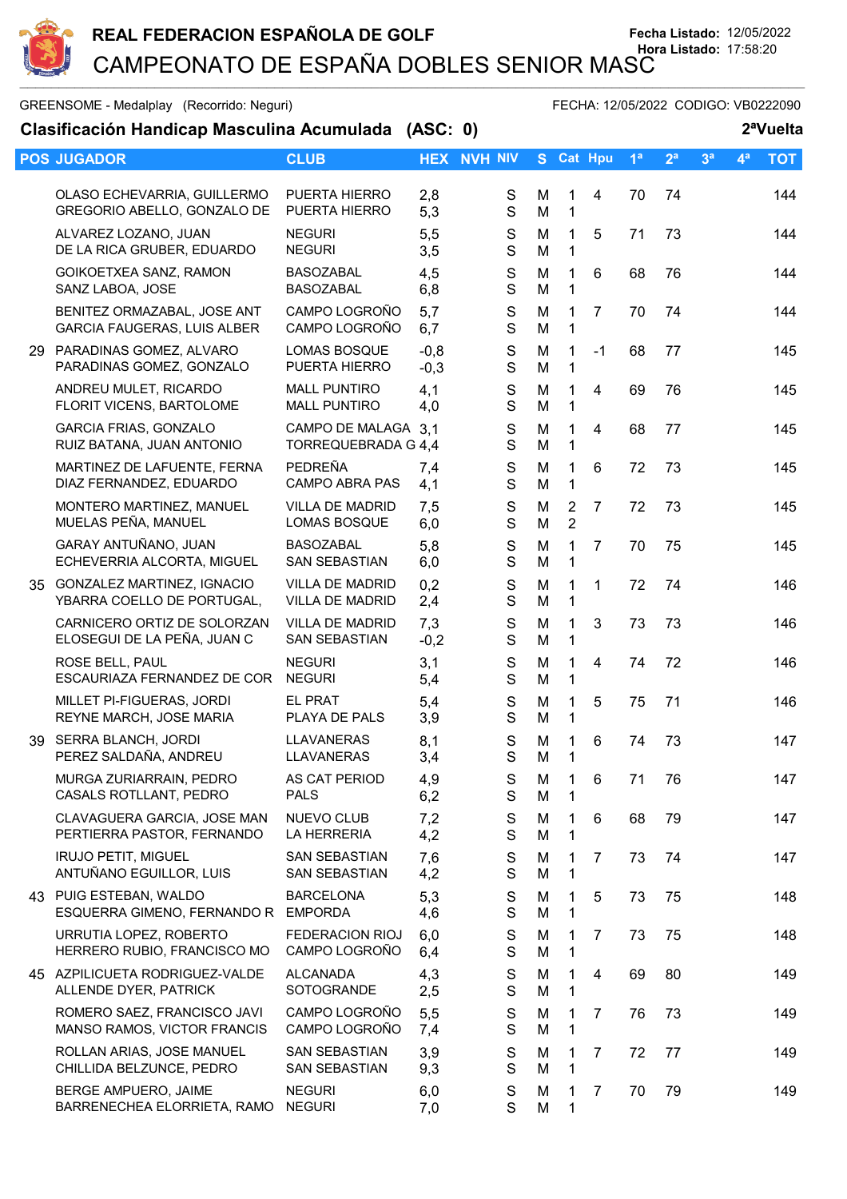# REAL FEDERACION ESPAÑOLA DE GOLF

**Fecha Listado:** 12/05/2022
**Hora Listado:** 17:58:20

## CAMPEONATO DE ESPAÑA DOBLES SENIOR MASC

GREENSOME - Medalplay (Recorrido: Neguri) — FECHA: 12/05/2022 CODIGO: VB0222090

### Clasificación Handicap Masculina Acumulada (ASC: 0) — 2ªVuelta

| POS | JUGADOR | CLUB | HEX | NVH | NIV | S | Cat | Hpu | 1ª | 2ª | 3ª | 4ª | TOT |
|---|---|---|---|---|---|---|---|---|---|---|---|---|---|
| | OLASO ECHEVARRIA, GUILLERMO | PUERTA HIERRO | 2,8 | | | S | M | 1 | 4 | 70 | 74 | | 144 |
| | GREGORIO ABELLO, GONZALO DE | PUERTA HIERRO | 5,3 | | | S | M | 1 | | | | | |
| | ALVAREZ LOZANO, JUAN | NEGURI | 5,5 | | | S | M | 1 | 5 | 71 | 73 | | 144 |
| | DE LA RICA GRUBER, EDUARDO | NEGURI | 3,5 | | | S | M | 1 | | | | | |
| | GOIKOETXEA SANZ, RAMON | BASOZABAL | 4,5 | | | S | M | 1 | 6 | 68 | 76 | | 144 |
| | SANZ LABOA, JOSE | BASOZABAL | 6,8 | | | S | M | 1 | | | | | |
| | BENITEZ ORMAZABAL, JOSE ANT | CAMPO LOGROÑO | 5,7 | | | S | M | 1 | 7 | 70 | 74 | | 144 |
| | GARCIA FAUGERAS, LUIS ALBER | CAMPO LOGROÑO | 6,7 | | | S | M | 1 | | | | | |
| 29 | PARADINAS GOMEZ, ALVARO | LOMAS BOSQUE | -0,8 | | | S | M | 1 | -1 | 68 | 77 | | 145 |
| | PARADINAS GOMEZ, GONZALO | PUERTA HIERRO | -0,3 | | | S | M | 1 | | | | | |
| | ANDREU MULET, RICARDO | MALL PUNTIRO | 4,1 | | | S | M | 1 | 4 | 69 | 76 | | 145 |
| | FLORIT VICENS, BARTOLOME | MALL PUNTIRO | 4,0 | | | S | M | 1 | | | | | |
| | GARCIA FRIAS, GONZALO | CAMPO DE MALAGA | 3,1 | | | S | M | 1 | 4 | 68 | 77 | | 145 |
| | RUIZ BATANA, JUAN ANTONIO | TORREQUEBRADA G | 4,4 | | | S | M | 1 | | | | | |
| | MARTINEZ DE LAFUENTE, FERNA | PEDREÑA | 7,4 | | | S | M | 1 | 6 | 72 | 73 | | 145 |
| | DIAZ FERNANDEZ, EDUARDO | CAMPO ABRA PAS | 4,1 | | | S | M | 1 | | | | | |
| | MONTERO MARTINEZ, MANUEL | VILLA DE MADRID | 7,5 | | | S | M | 2 | 7 | 72 | 73 | | 145 |
| | MUELAS PEÑA, MANUEL | LOMAS BOSQUE | 6,0 | | | S | M | 2 | | | | | |
| | GARAY ANTUÑANO, JUAN | BASOZABAL | 5,8 | | | S | M | 1 | 7 | 70 | 75 | | 145 |
| | ECHEVERRIA ALCORTA, MIGUEL | SAN SEBASTIAN | 6,0 | | | S | M | 1 | | | | | |
| 35 | GONZALEZ MARTINEZ, IGNACIO | VILLA DE MADRID | 0,2 | | | S | M | 1 | 1 | 72 | 74 | | 146 |
| | YBARRA COELLO DE PORTUGAL, | VILLA DE MADRID | 2,4 | | | S | M | 1 | | | | | |
| | CARNICERO ORTIZ DE SOLORZAN | VILLA DE MADRID | 7,3 | | | S | M | 1 | 3 | 73 | 73 | | 146 |
| | ELOSEGUI DE LA PEÑA, JUAN C | SAN SEBASTIAN | -0,2 | | | S | M | 1 | | | | | |
| | ROSE BELL, PAUL | NEGURI | 3,1 | | | S | M | 1 | 4 | 74 | 72 | | 146 |
| | ESCAURIAZA FERNANDEZ DE COR | NEGURI | 5,4 | | | S | M | 1 | | | | | |
| | MILLET PI-FIGUERAS, JORDI | EL PRAT | 5,4 | | | S | M | 1 | 5 | 75 | 71 | | 146 |
| | REYNE MARCH, JOSE MARIA | PLAYA DE PALS | 3,9 | | | S | M | 1 | | | | | |
| 39 | SERRA BLANCH, JORDI | LLAVANERAS | 8,1 | | | S | M | 1 | 6 | 74 | 73 | | 147 |
| | PEREZ SALDAÑA, ANDREU | LLAVANERAS | 3,4 | | | S | M | 1 | | | | | |
| | MURGA ZURIARRAIN, PEDRO | AS CAT PERIOD | 4,9 | | | S | M | 1 | 6 | 71 | 76 | | 147 |
| | CASALS ROTLLANT, PEDRO | PALS | 6,2 | | | S | M | 1 | | | | | |
| | CLAVAGUERA GARCIA, JOSE MAN | NUEVO CLUB | 7,2 | | | S | M | 1 | 6 | 68 | 79 | | 147 |
| | PERTIERRA PASTOR, FERNANDO | LA HERRERIA | 4,2 | | | S | M | 1 | | | | | |
| | IRUJO PETIT, MIGUEL | SAN SEBASTIAN | 7,6 | | | S | M | 1 | 7 | 73 | 74 | | 147 |
| | ANTUÑANO EGUILLOR, LUIS | SAN SEBASTIAN | 4,2 | | | S | M | 1 | | | | | |
| 43 | PUIG ESTEBAN, WALDO | BARCELONA | 5,3 | | | S | M | 1 | 5 | 73 | 75 | | 148 |
| | ESQUERRA GIMENO, FERNANDO R | EMPORDA | 4,6 | | | S | M | 1 | | | | | |
| | URRUTIA LOPEZ, ROBERTO | FEDERACION RIOJ | 6,0 | | | S | M | 1 | 7 | 73 | 75 | | 148 |
| | HERRERO RUBIO, FRANCISCO MO | CAMPO LOGROÑO | 6,4 | | | S | M | 1 | | | | | |
| 45 | AZPILICUETA RODRIGUEZ-VALDE | ALCANADA | 4,3 | | | S | M | 1 | 4 | 69 | 80 | | 149 |
| | ALLENDE DYER, PATRICK | SOTOGRANDE | 2,5 | | | S | M | 1 | | | | | |
| | ROMERO SAEZ, FRANCISCO JAVI | CAMPO LOGROÑO | 5,5 | | | S | M | 1 | 7 | 76 | 73 | | 149 |
| | MANSO RAMOS, VICTOR FRANCIS | CAMPO LOGROÑO | 7,4 | | | S | M | 1 | | | | | |
| | ROLLAN ARIAS, JOSE MANUEL | SAN SEBASTIAN | 3,9 | | | S | M | 1 | 7 | 72 | 77 | | 149 |
| | CHILLIDA BELZUNCE, PEDRO | SAN SEBASTIAN | 9,3 | | | S | M | 1 | | | | | |
| | BERGE AMPUERO, JAIME | NEGURI | 6,0 | | | S | M | 1 | 7 | 70 | 79 | | 149 |
| | BARRENECHEA ELORRIETA, RAMO | NEGURI | 7,0 | | | S | M | 1 | | | | | |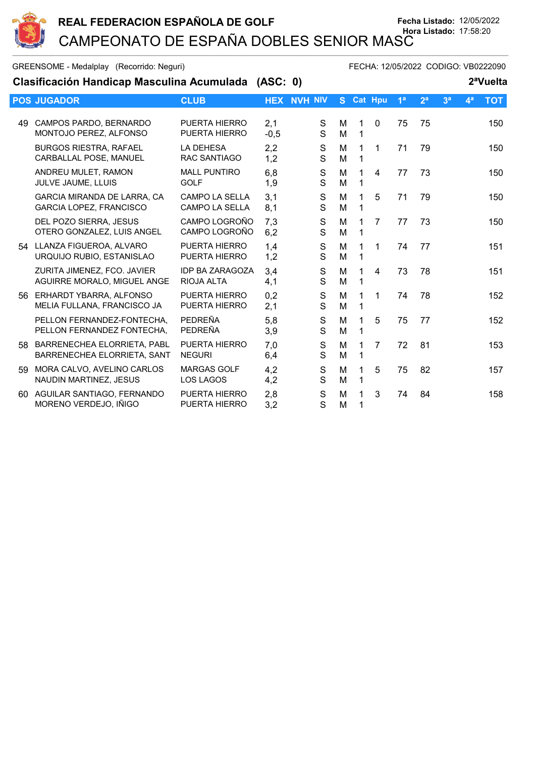# REAL FEDERACION ESPAÑOLA DE GOLF

Fecha Listado: 12/05/2022
Hora Listado: 17:58:20

## CAMPEONATO DE ESPAÑA DOBLES SENIOR MASC

GREENSOME - Medalplay (Recorrido: Neguri)

FECHA: 12/05/2022 CODIGO: VB0222090

### Clasificación Handicap Masculina Acumulada (ASC: 0)

2ªVuelta

| POS | JUGADOR | CLUB | HEX | NVH | NIV | S | Cat | Hpu | 1ª | 2ª | 3ª | 4ª | TOT |
|---|---|---|---|---|---|---|---|---|---|---|---|---|---|
| 49 | CAMPOS PARDO, BERNARDO<br>MONTOJO PEREZ, ALFONSO | PUERTA HIERRO<br>PUERTA HIERRO | 2,1<br>-0,5 | | S<br>S | M<br>M | 1<br>1 | 0 | 75 | 75 | | | 150 |
| | BURGOS RIESTRA, RAFAEL<br>CARBALLAL POSE, MANUEL | LA DEHESA<br>RAC SANTIAGO | 2,2<br>1,2 | | S<br>S | M<br>M | 1<br>1 | 1 | 71 | 79 | | | 150 |
| | ANDREU MULET, RAMON<br>JULVE JAUME, LLUIS | MALL PUNTIRO<br>GOLF | 6,8<br>1,9 | | S<br>S | M<br>M | 1<br>1 | 4 | 77 | 73 | | | 150 |
| | GARCIA MIRANDA DE LARRA, CA<br>GARCIA LOPEZ, FRANCISCO | CAMPO LA SELLA<br>CAMPO LA SELLA | 3,1<br>8,1 | | S<br>S | M<br>M | 1<br>1 | 5 | 71 | 79 | | | 150 |
| | DEL POZO SIERRA, JESUS<br>OTERO GONZALEZ, LUIS ANGEL | CAMPO LOGROÑO<br>CAMPO LOGROÑO | 7,3<br>6,2 | | S<br>S | M<br>M | 1<br>1 | 7 | 77 | 73 | | | 150 |
| 54 | LLANZA FIGUEROA, ALVARO<br>URQUIJO RUBIO, ESTANISLAO | PUERTA HIERRO<br>PUERTA HIERRO | 1,4<br>1,2 | | S<br>S | M<br>M | 1<br>1 | 1 | 74 | 77 | | | 151 |
| | ZURITA JIMENEZ, FCO. JAVIER<br>AGUIRRE MORALO, MIGUEL ANGE | IDP BA ZARAGOZA<br>RIOJA ALTA | 3,4<br>4,1 | | S<br>S | M<br>M | 1<br>1 | 4 | 73 | 78 | | | 151 |
| 56 | ERHARDT YBARRA, ALFONSO<br>MELIA FULLANA, FRANCISCO JA | PUERTA HIERRO<br>PUERTA HIERRO | 0,2<br>2,1 | | S<br>S | M<br>M | 1<br>1 | 1 | 74 | 78 | | | 152 |
| | PELLON FERNANDEZ-FONTECHA,<br>PELLON FERNANDEZ FONTECHA, | PEDREÑA<br>PEDREÑA | 5,8<br>3,9 | | S<br>S | M<br>M | 1<br>1 | 5 | 75 | 77 | | | 152 |
| 58 | BARRENECHEA ELORRIETA, PABL<br>BARRENECHEA ELORRIETA, SANT | PUERTA HIERRO<br>NEGURI | 7,0<br>6,4 | | S<br>S | M<br>M | 1<br>1 | 7 | 72 | 81 | | | 153 |
| 59 | MORA CALVO, AVELINO CARLOS<br>NAUDIN MARTINEZ, JESUS | MARGAS GOLF<br>LOS LAGOS | 4,2<br>4,2 | | S<br>S | M<br>M | 1<br>1 | 5 | 75 | 82 | | | 157 |
| 60 | AGUILAR SANTIAGO, FERNANDO<br>MORENO VERDEJO, IÑIGO | PUERTA HIERRO<br>PUERTA HIERRO | 2,8<br>3,2 | | S<br>S | M<br>M | 1<br>1 | 3 | 74 | 84 | | | 158 |